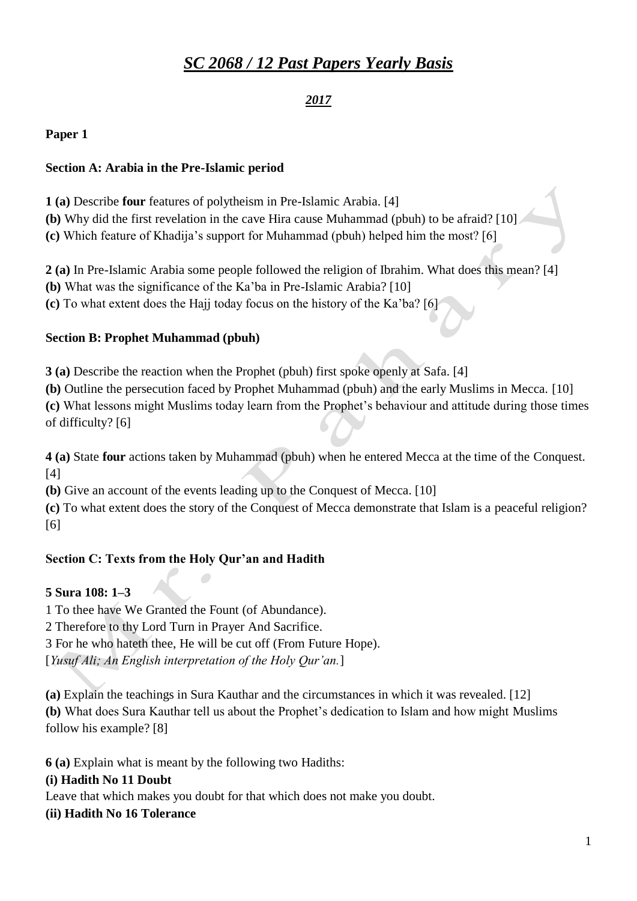# *SC 2068 / 12 Past Papers Yearly Basis*

## *2017*

**Paper 1**

**Section A: Arabia in the Pre-Islamic period**

**1 (a)** Describe **four** features of polytheism in Pre-Islamic Arabia. [4]
**(b)** Why did the first revelation in the cave Hira cause Muhammad (pbuh) to be afraid? [10]
**(c)** Which feature of Khadija's support for Muhammad (pbuh) helped him the most? [6]

**2 (a)** In Pre-Islamic Arabia some people followed the religion of Ibrahim. What does this mean? [4]
**(b)** What was the significance of the Ka'ba in Pre-Islamic Arabia? [10]
**(c)** To what extent does the Hajj today focus on the history of the Ka'ba? [6]

**Section B: Prophet Muhammad (pbuh)**

**3 (a)** Describe the reaction when the Prophet (pbuh) first spoke openly at Safa. [4]
**(b)** Outline the persecution faced by Prophet Muhammad (pbuh) and the early Muslims in Mecca. [10]
**(c)** What lessons might Muslims today learn from the Prophet's behaviour and attitude during those times of difficulty? [6]

**4 (a)** State **four** actions taken by Muhammad (pbuh) when he entered Mecca at the time of the Conquest. [4]
**(b)** Give an account of the events leading up to the Conquest of Mecca. [10]
**(c)** To what extent does the story of the Conquest of Mecca demonstrate that Islam is a peaceful religion? [6]

**Section C: Texts from the Holy Qur'an and Hadith**

**5 Sura 108: 1–3**
1 To thee have We Granted the Fount (of Abundance).
2 Therefore to thy Lord Turn in Prayer And Sacrifice.
3 For he who hateth thee, He will be cut off (From Future Hope).
[*Yusuf Ali; An English interpretation of the Holy Qur'an.*]

**(a)** Explain the teachings in Sura Kauthar and the circumstances in which it was revealed. [12]
**(b)** What does Sura Kauthar tell us about the Prophet's dedication to Islam and how might Muslims follow his example? [8]

**6 (a)** Explain what is meant by the following two Hadiths:
**(i) Hadith No 11 Doubt**
Leave that which makes you doubt for that which does not make you doubt.
**(ii) Hadith No 16 Tolerance**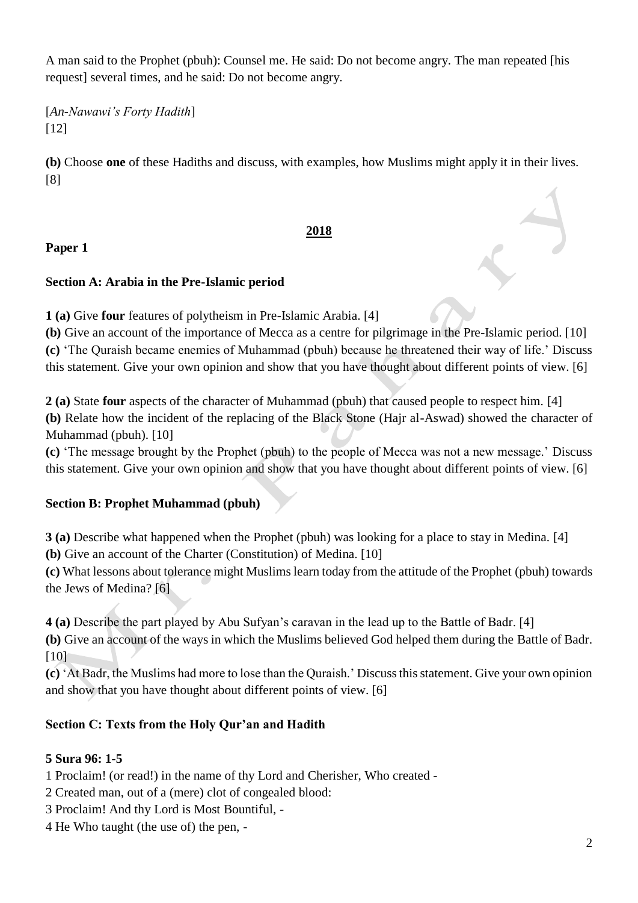A man said to the Prophet (pbuh): Counsel me. He said: Do not become angry. The man repeated [his request] several times, and he said: Do not become angry.

[*An-Nawawi's Forty Hadith*]
[12]

**(b)** Choose **one** of these Hadiths and discuss, with examples, how Muslims might apply it in their lives. [8]

## 2018

**Paper 1**

### Section A: Arabia in the Pre-Islamic period

**1 (a)** Give **four** features of polytheism in Pre-Islamic Arabia. [4]

**(b)** Give an account of the importance of Mecca as a centre for pilgrimage in the Pre-Islamic period. [10]

**(c)** 'The Quraish became enemies of Muhammad (pbuh) because he threatened their way of life.' Discuss this statement. Give your own opinion and show that you have thought about different points of view. [6]

**2 (a)** State **four** aspects of the character of Muhammad (pbuh) that caused people to respect him. [4]

**(b)** Relate how the incident of the replacing of the Black Stone (Hajr al-Aswad) showed the character of Muhammad (pbuh). [10]

**(c)** 'The message brought by the Prophet (pbuh) to the people of Mecca was not a new message.' Discuss this statement. Give your own opinion and show that you have thought about different points of view. [6]

### Section B: Prophet Muhammad (pbuh)

**3 (a)** Describe what happened when the Prophet (pbuh) was looking for a place to stay in Medina. [4]

**(b)** Give an account of the Charter (Constitution) of Medina. [10]

**(c)** What lessons about tolerance might Muslims learn today from the attitude of the Prophet (pbuh) towards the Jews of Medina? [6]

**4 (a)** Describe the part played by Abu Sufyan's caravan in the lead up to the Battle of Badr. [4]

**(b)** Give an account of the ways in which the Muslims believed God helped them during the Battle of Badr. [10]

**(c)** 'At Badr, the Muslims had more to lose than the Quraish.' Discuss this statement. Give your own opinion and show that you have thought about different points of view. [6]

### Section C: Texts from the Holy Qur'an and Hadith

**5 Sura 96: 1-5**

1 Proclaim! (or read!) in the name of thy Lord and Cherisher, Who created -

2 Created man, out of a (mere) clot of congealed blood:

3 Proclaim! And thy Lord is Most Bountiful, -

4 He Who taught (the use of) the pen, -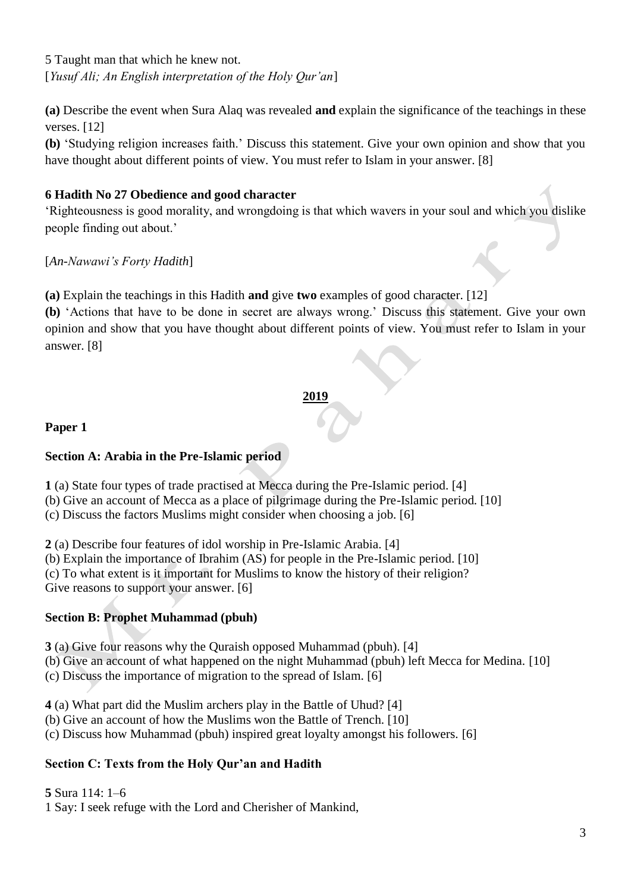5 Taught man that which he knew not.
[*Yusuf Ali; An English interpretation of the Holy Qur'an*]

**(a)** Describe the event when Sura Alaq was revealed **and** explain the significance of the teachings in these verses. [12]

**(b)** 'Studying religion increases faith.' Discuss this statement. Give your own opinion and show that you have thought about different points of view. You must refer to Islam in your answer. [8]

**6 Hadith No 27 Obedience and good character**

'Righteousness is good morality, and wrongdoing is that which wavers in your soul and which you dislike people finding out about.'

[*An-Nawawi's Forty Hadith*]

**(a)** Explain the teachings in this Hadith **and** give **two** examples of good character. [12]

**(b)** 'Actions that have to be done in secret are always wrong.' Discuss this statement. Give your own opinion and show that you have thought about different points of view. You must refer to Islam in your answer. [8]

## 2019

### Paper 1

#### Section A: Arabia in the Pre-Islamic period

**1** (a) State four types of trade practised at Mecca during the Pre-Islamic period. [4]

(b) Give an account of Mecca as a place of pilgrimage during the Pre-Islamic period. [10]

(c) Discuss the factors Muslims might consider when choosing a job. [6]

**2** (a) Describe four features of idol worship in Pre-Islamic Arabia. [4]

(b) Explain the importance of Ibrahim (AS) for people in the Pre-Islamic period. [10]

(c) To what extent is it important for Muslims to know the history of their religion?
Give reasons to support your answer. [6]

#### Section B: Prophet Muhammad (pbuh)

**3** (a) Give four reasons why the Quraish opposed Muhammad (pbuh). [4]

(b) Give an account of what happened on the night Muhammad (pbuh) left Mecca for Medina. [10]

(c) Discuss the importance of migration to the spread of Islam. [6]

**4** (a) What part did the Muslim archers play in the Battle of Uhud? [4]

(b) Give an account of how the Muslims won the Battle of Trench. [10]

(c) Discuss how Muhammad (pbuh) inspired great loyalty amongst his followers. [6]

#### Section C: Texts from the Holy Qur'an and Hadith

**5** Sura 114: 1–6

1 Say: I seek refuge with the Lord and Cherisher of Mankind,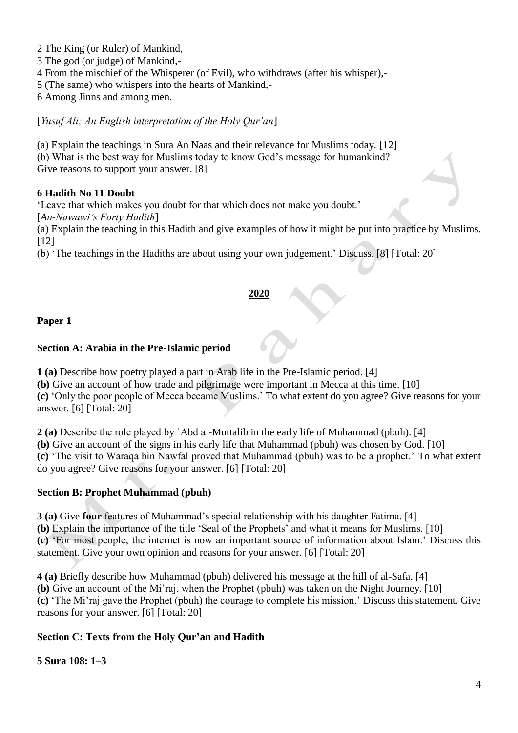2 The King (or Ruler) of Mankind,
3 The god (or judge) of Mankind,-
4 From the mischief of the Whisperer (of Evil), who withdraws (after his whisper),-
5 (The same) who whispers into the hearts of Mankind,-
6 Among Jinns and among men.

[*Yusuf Ali; An English interpretation of the Holy Qur'an*]

(a) Explain the teachings in Sura An Naas and their relevance for Muslims today. [12]
(b) What is the best way for Muslims today to know God's message for humankind?
Give reasons to support your answer. [8]

**6 Hadith No 11 Doubt**

'Leave that which makes you doubt for that which does not make you doubt.'
[*An-Nawawi's Forty Hadith*]
(a) Explain the teaching in this Hadith and give examples of how it might be put into practice by Muslims. [12]
(b) 'The teachings in the Hadiths are about using your own judgement.' Discuss. [8] [Total: 20]

## 2020

**Paper 1**

### Section A: Arabia in the Pre-Islamic period

**1 (a)** Describe how poetry played a part in Arab life in the Pre-Islamic period. [4]
**(b)** Give an account of how trade and pilgrimage were important in Mecca at this time. [10]
**(c)** 'Only the poor people of Mecca became Muslims.' To what extent do you agree? Give reasons for your answer. [6] [Total: 20]

**2 (a)** Describe the role played by ʿAbd al-Muttalib in the early life of Muhammad (pbuh). [4]
**(b)** Give an account of the signs in his early life that Muhammad (pbuh) was chosen by God. [10]
**(c)** 'The visit to Waraqa bin Nawfal proved that Muhammad (pbuh) was to be a prophet.' To what extent do you agree? Give reasons for your answer. [6] [Total: 20]

### Section B: Prophet Muhammad (pbuh)

**3 (a)** Give **four** features of Muhammad's special relationship with his daughter Fatima. [4]
**(b)** Explain the importance of the title 'Seal of the Prophets' and what it means for Muslims. [10]
**(c)** 'For most people, the internet is now an important source of information about Islam.' Discuss this statement. Give your own opinion and reasons for your answer. [6] [Total: 20]

**4 (a)** Briefly describe how Muhammad (pbuh) delivered his message at the hill of al-Safa. [4]
**(b)** Give an account of the Mi'raj, when the Prophet (pbuh) was taken on the Night Journey. [10]
**(c)** 'The Mi'raj gave the Prophet (pbuh) the courage to complete his mission.' Discuss this statement. Give reasons for your answer. [6] [Total: 20]

### Section C: Texts from the Holy Qur'an and Hadith

**5 Sura 108: 1–3**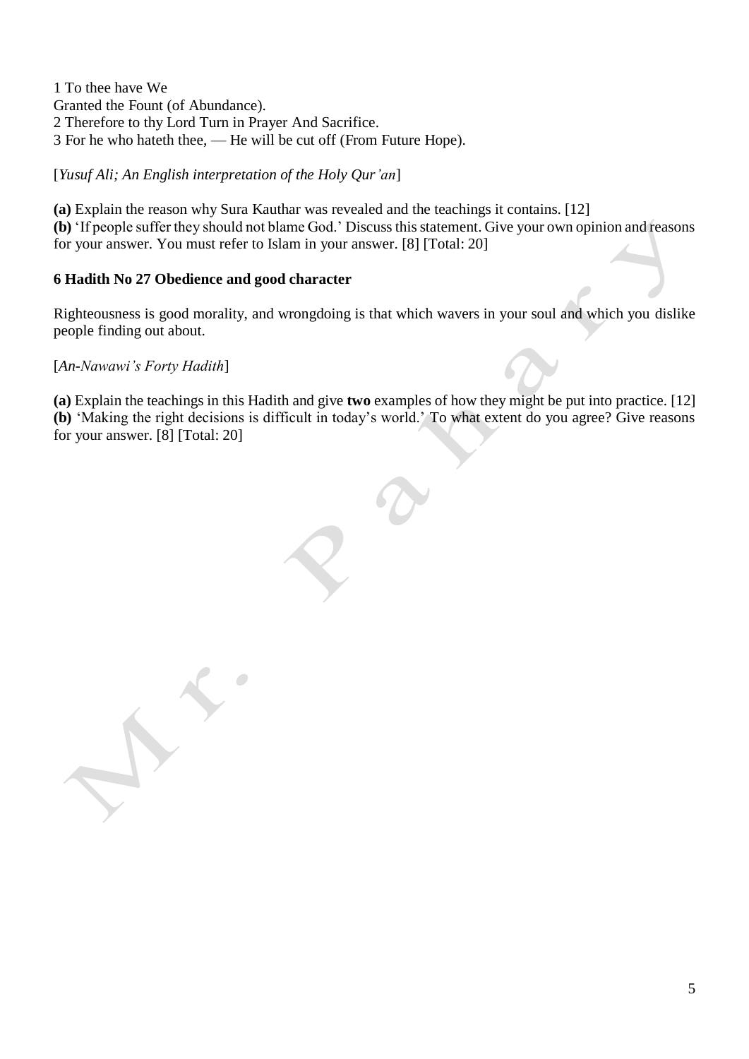1 To thee have We
Granted the Fount (of Abundance).
2 Therefore to thy Lord Turn in Prayer And Sacrifice.
3 For he who hateth thee, — He will be cut off (From Future Hope).

[*Yusuf Ali; An English interpretation of the Holy Qur'an*]

**(a)** Explain the reason why Sura Kauthar was revealed and the teachings it contains. [12]
**(b)** 'If people suffer they should not blame God.' Discuss this statement. Give your own opinion and reasons for your answer. You must refer to Islam in your answer. [8] [Total: 20]

### 6 Hadith No 27 Obedience and good character

Righteousness is good morality, and wrongdoing is that which wavers in your soul and which you dislike people finding out about.

[*An-Nawawi's Forty Hadith*]

**(a)** Explain the teachings in this Hadith and give **two** examples of how they might be put into practice. [12]
**(b)** 'Making the right decisions is difficult in today's world.' To what extent do you agree? Give reasons for your answer. [8] [Total: 20]